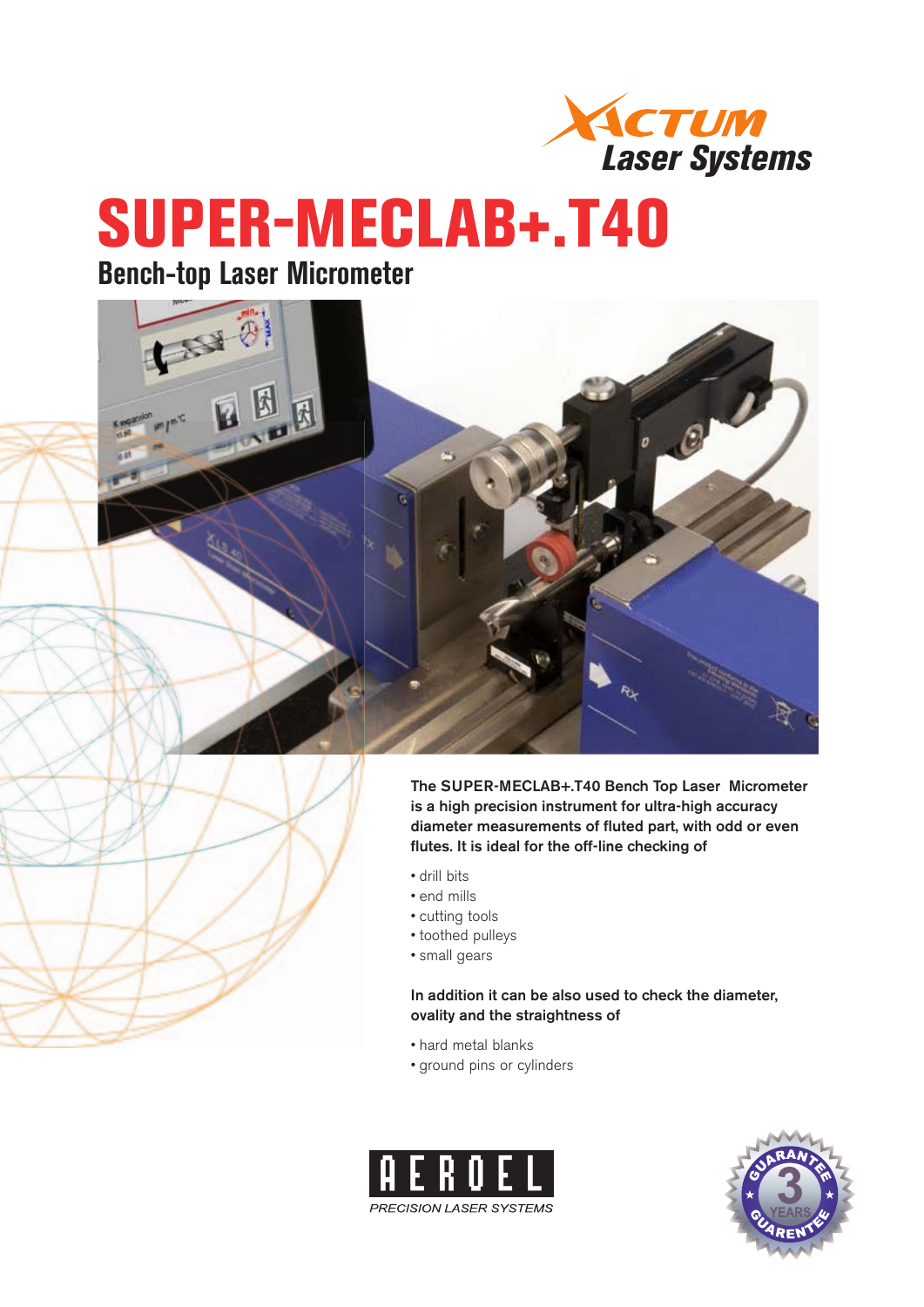XACTUM Laser Systems

# SUPER-MECLAB+.T40

## Bench-top Laser Micrometer

**The SUPER-MECLAB+.T40 Bench Top Laser Micrometer is a high precision instrument for ultra-high accuracy diameter measurements of fluted part, with odd or even flutes. It is ideal for the off-line checking of**

- drill bits
- end mills
- cutting tools
- toothed pulleys
- small gears

**In addition it can be also used to check the diameter, ovality and the straightness of**

- hard metal blanks
- ground pins or cylinders

AEROEL
*PRECISION LASER SYSTEMS*

GUARANTEE 3 YEARS GUARENTEE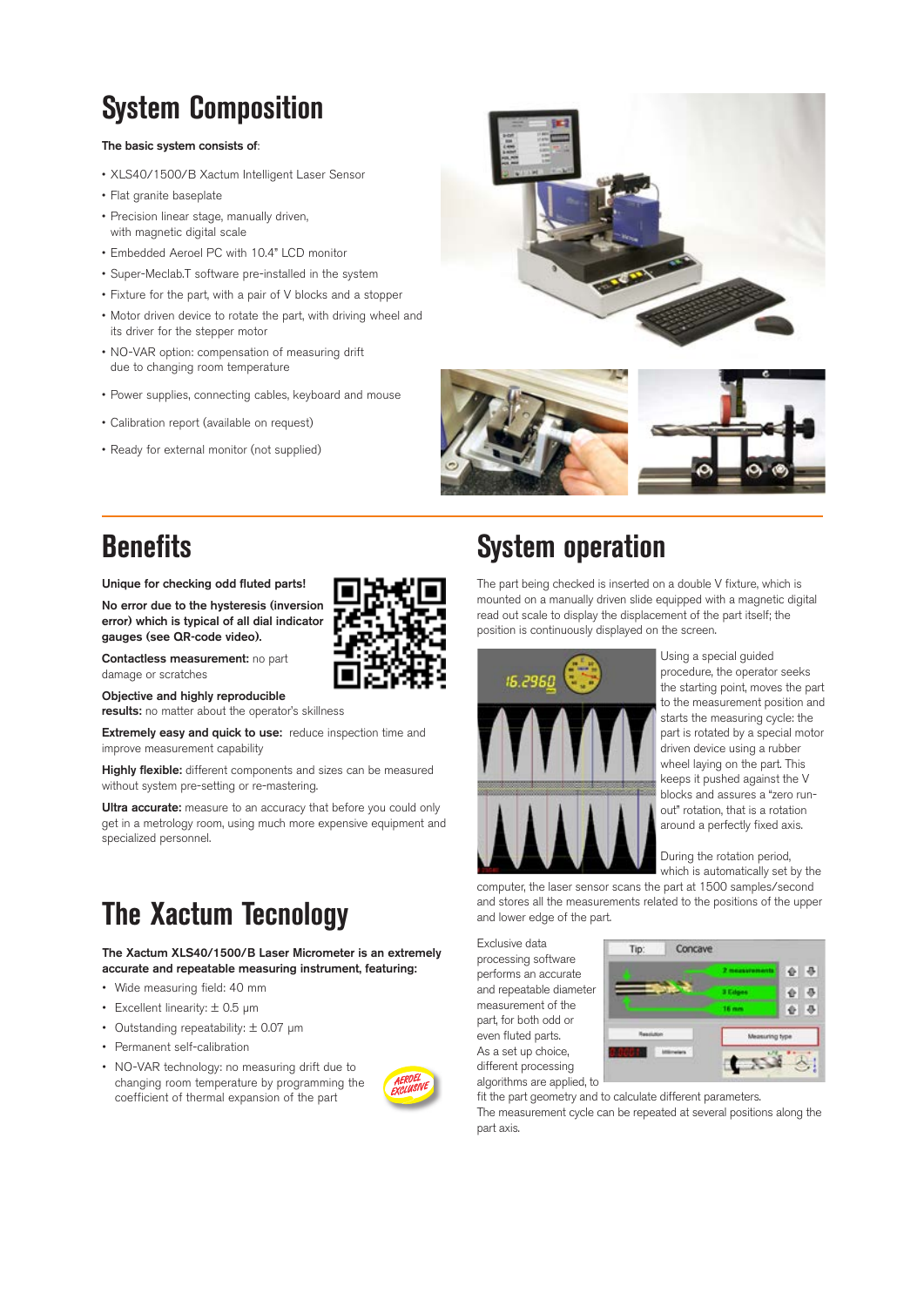# System Composition

**The basic system consists of**:

- XLS40/1500/B Xactum Intelligent Laser Sensor
- Flat granite baseplate
- Precision linear stage, manually driven, with magnetic digital scale
- Embedded Aeroel PC with 10.4" LCD monitor
- Super-Meclab.T software pre-installed in the system
- Fixture for the part, with a pair of V blocks and a stopper
- Motor driven device to rotate the part, with driving wheel and its driver for the stepper motor
- NO-VAR option: compensation of measuring drift due to changing room temperature
- Power supplies, connecting cables, keyboard and mouse
- Calibration report (available on request)
- Ready for external monitor (not supplied)

# Benefits

**Unique for checking odd fluted parts!**

**No error due to the hysteresis (inversion error) which is typical of all dial indicator gauges (see QR-code video).**

**Contactless measurement:** no part damage or scratches

**Objective and highly reproducible results:** no matter about the operator's skillness

**Extremely easy and quick to use:** reduce inspection time and improve measurement capability

**Highly flexible:** different components and sizes can be measured without system pre-setting or re-mastering.

**Ultra accurate:** measure to an accuracy that before you could only get in a metrology room, using much more expensive equipment and specialized personnel.

# The Xactum Tecnology

**The Xactum XLS40/1500/B Laser Micrometer is an extremely accurate and repeatable measuring instrument, featuring:**

- Wide measuring field: 40 mm
- Excellent linearity: ± 0.5 µm
- Outstanding repeatability: ± 0.07 µm
- Permanent self-calibration
- NO-VAR technology: no measuring drift due to changing room temperature by programming the coefficient of thermal expansion of the part

AEROEL EXCLUSIVE

# System operation

The part being checked is inserted on a double V fixture, which is mounted on a manually driven slide equipped with a magnetic digital read out scale to display the displacement of the part itself; the position is continuously displayed on the screen.

Using a special guided procedure, the operator seeks the starting point, moves the part to the measurement position and starts the measuring cycle: the part is rotated by a special motor driven device using a rubber wheel laying on the part. This keeps it pushed against the V blocks and assures a "zero run-out" rotation, that is a rotation around a perfectly fixed axis.

During the rotation period, which is automatically set by the computer, the laser sensor scans the part at 1500 samples/second and stores all the measurements related to the positions of the upper and lower edge of the part.

Exclusive data processing software performs an accurate and repeatable diameter measurement of the part, for both odd or even fluted parts.
As a set up choice, different processing algorithms are applied, to fit the part geometry and to calculate different parameters.
The measurement cycle can be repeated at several positions along the part axis.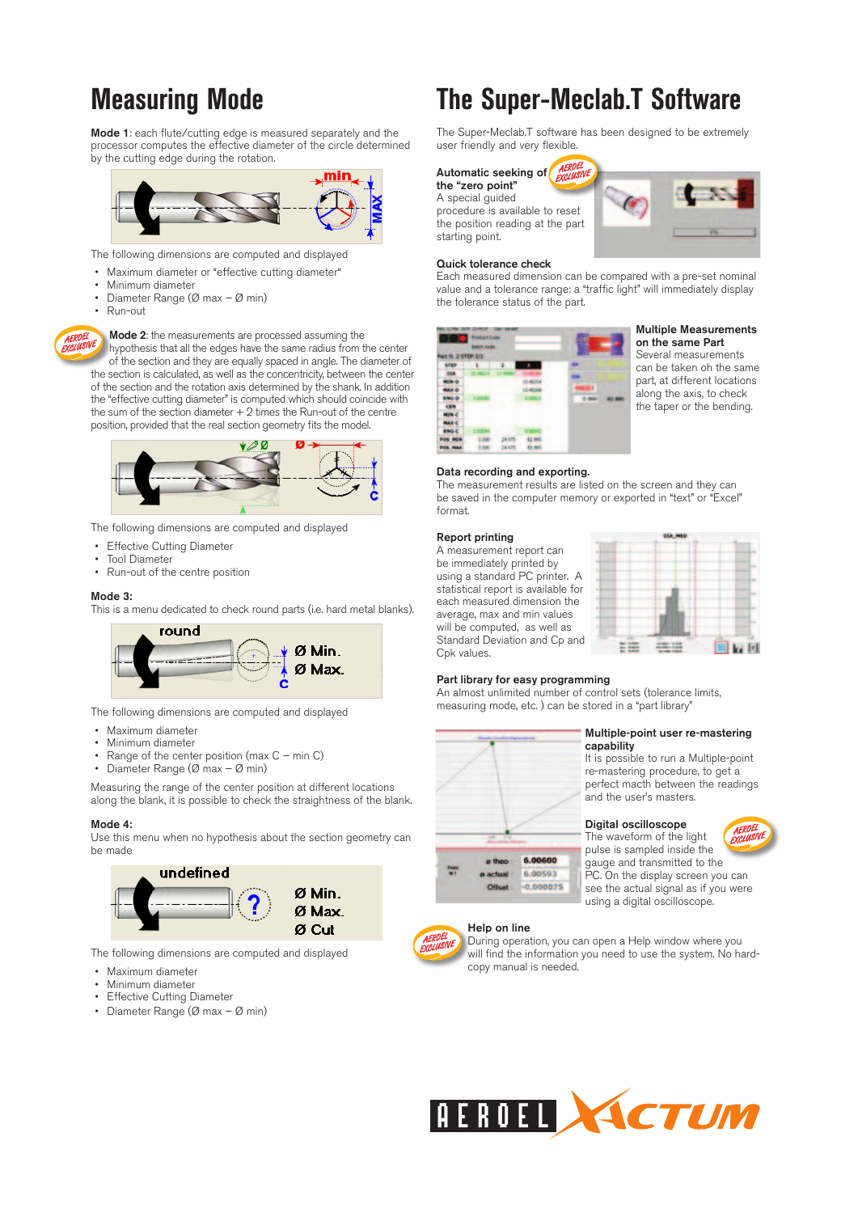# Measuring Mode

**Mode 1**: each flute/cutting edge is measured separately and the processor computes the effective diameter of the circle determined by the cutting edge during the rotation.

The following dimensions are computed and displayed

- Maximum diameter or "effective cutting diameter"
- Minimum diameter
- Diameter Range (Ø max – Ø min)
- Run-out

**Mode 2**: the measurements are processed assuming the hypothesis that all the edges have the same radius from the center of the section and they are equally spaced in angle. The diameter of the section is calculated, as well as the concentricity, between the center of the section and the rotation axis determined by the shank. In addition the "effective cutting diameter" is computed which should coincide with the sum of the section diameter + 2 times the Run-out of the centre position, provided that the real section geometry fits the model.

The following dimensions are computed and displayed

- Effective Cutting Diameter
- Tool Diameter
- Run-out of the centre position

**Mode 3:**
This is a menu dedicated to check round parts (i.e. hard metal blanks).

The following dimensions are computed and displayed

- Maximum diameter
- Minimum diameter
- Range of the center position (max C – min C)
- Diameter Range (Ø max – Ø min)

Measuring the range of the center position at different locations along the blank, it is possible to check the straightness of the blank.

**Mode 4:**
Use this menu when no hypothesis about the section geometry can be made

The following dimensions are computed and displayed

- Maximum diameter
- Minimum diameter
- Effective Cutting Diameter
- Diameter Range (Ø max – Ø min)

# The Super-Meclab.T Software

The Super-Meclab.T software has been designed to be extremely user friendly and very flexible.

**Automatic seeking of the "zero point"**
A special guided procedure is available to reset the position reading at the part starting point.

**Quick tolerance check**
Each measured dimension can be compared with a pre-set nominal value and a tolerance range: a "traffic light" will immediately display the tolerance status of the part.

**Multiple Measurements on the same Part**
Several measurements can be taken oh the same part, at different locations along the axis, to check the taper or the bending.

**Data recording and exporting.**
The measurement results are listed on the screen and they can be saved in the computer memory or exported in "text" or "Excel" format.

**Report printing**
A measurement report can be immediately printed by using a standard PC printer. A statistical report is available for each measured dimension the average, max and min values will be computed, as well as Standard Deviation and Cp and Cpk values.

**Part library for easy programming**
An almost unlimited number of control sets (tolerance limits, measuring mode, etc. ) can be stored in a "part library"

**Multiple-point user re-mastering capability**
It is possible to run a Multiple-point re-mastering procedure, to get a perfect macth between the readings and the user's masters.

**Digital oscilloscope**
The waveform of the light pulse is sampled inside the gauge and transmitted to the PC. On the display screen you can see the actual signal as if you were using a digital oscilloscope.

**Help on line**
During operation, you can open a Help window where you will find the information you need to use the system. No hard-copy manual is needed.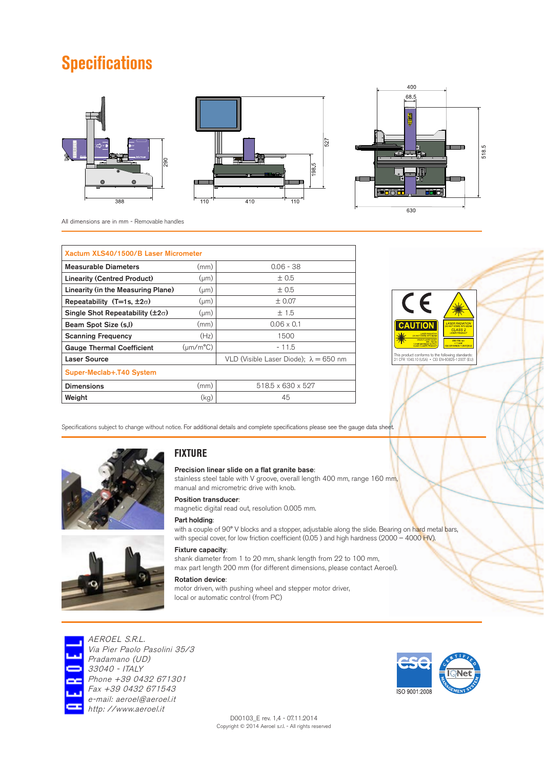# Specifications

388
290
110
410
110
198,5
527
400
68,5
518.5
630

All dimensions are in mm - Removable handles

| Xactum XLS40/1500/B Laser Micrometer | | |
|---|---|---|
| **Measurable Diameters** | (mm) | 0.06 - 38 |
| **Linearity (Centred Product)** | (μm) | ± 0.5 |
| **Linearity (in the Measuring Plane)** | (μm) | ± 0.5 |
| **Repeatability (T=1s, ±2σ)** | (μm) | ± 0.07 |
| **Single Shot Repeatability (±2σ)** | (μm) | ± 1.5 |
| **Beam Spot Size (s,l)** | (mm) | 0.06 x 0.1 |
| **Scanning Frequency** | (Hz) | 1500 |
| **Gauge Thermal Coefficient** | (μm/m°C) | - 11.5 |
| **Laser Source** | | VLD (Visible Laser Diode); λ = 650 nm |
| **Super-Meclab+.T40 System** | | |
| **Dimensions** | (mm) | 518.5 x 630 x 527 |
| **Weight** | (kg) | 45 |

CE

CAUTION

LASER RADIATION DO NOT STARE INTO BEAM CLASS 2 LASER PRODUCT

This product conforms to the following standards: 21 CFR 1040.10 (USA) • CEI EN-60825-1 2007 (EU)

Specifications subject to change without notice. For additional details and complete specifications please see the gauge data sheet.

## FIXTURE

**Precision linear slide on a flat granite base**:
stainless steel table with V groove, overall length 400 mm, range 160 mm, manual and micrometric drive with knob.

**Position transducer**:
magnetic digital read out, resolution 0.005 mm.

**Part holding**:
with a couple of 90° V blocks and a stopper, adjustable along the slide. Bearing on hard metal bars, with special cover, for low friction coefficient (0.05 ) and high hardness (2000 – 4000 HV).

**Fixture capacity**:
shank diameter from 1 to 20 mm, shank length from 22 to 100 mm,
max part length 200 mm (for different dimensions, please contact Aeroel).

**Rotation device**:
motor driven, with pushing wheel and stepper motor driver,
local or automatic control (from PC)

AEROEL

*AEROEL S.R.L.*
*Via Pier Paolo Pasolini 35/3*
*Pradamano (UD)*
*33040 - ITALY*
*Phone +39 0432 671301*
*Fax +39 0432 671543*
*e-mail: aeroel@aeroel.it*
*http: //www.aeroel.it*

ISO 9001:2008

D00103_E rev. 1,4 - 07.11.2014
Copyright © 2014 Aeroel s.r.l. - All rights reserved